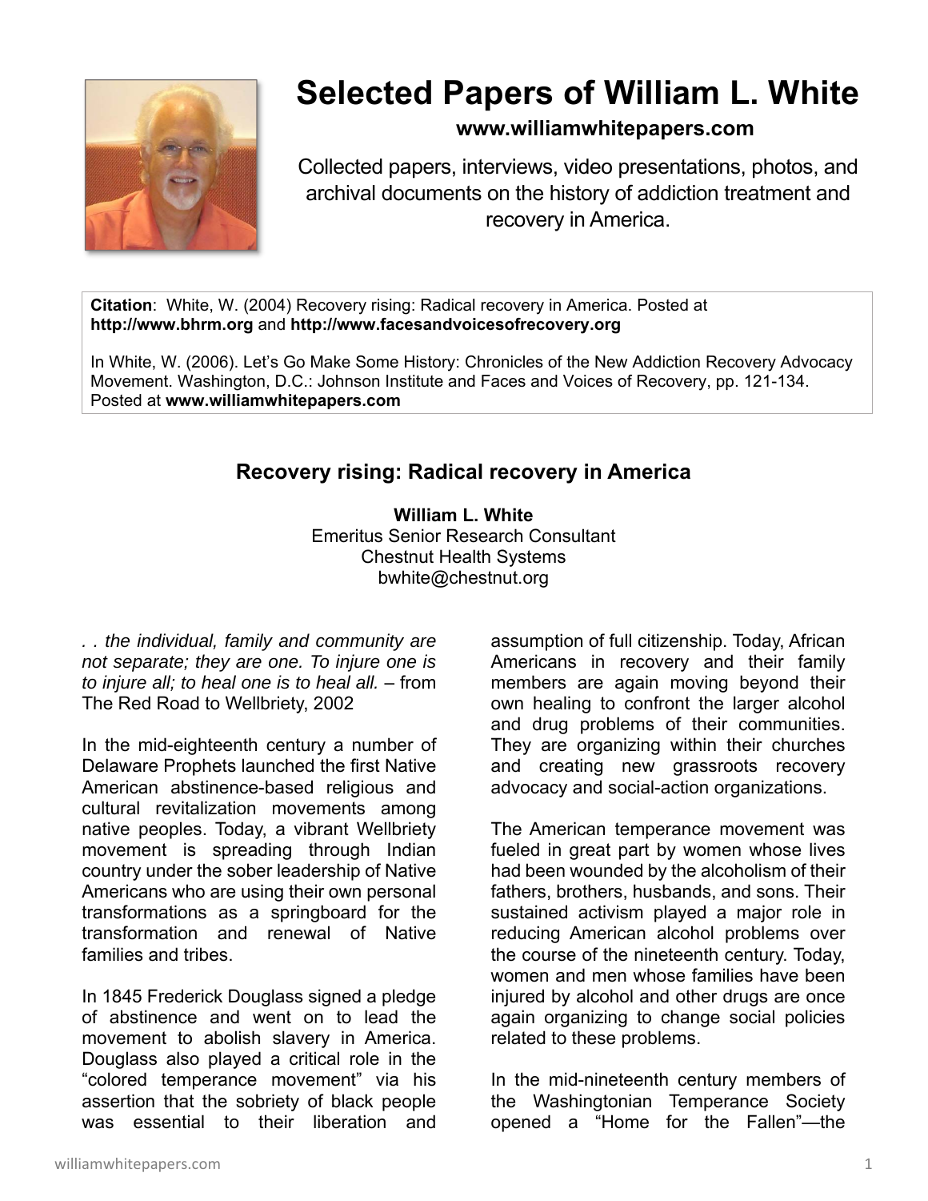# Selected Papers of William L. White

**www.williamwhitepapers.com**

Collected papers, interviews, video presentations, photos, and archival documents on the history of addiction treatment and recovery in America.

**Citation**: White, W. (2004) Recovery rising: Radical recovery in America. Posted at **http://www.bhrm.org** and **http://www.facesandvoicesofrecovery.org**

In White, W. (2006). Let's Go Make Some History: Chronicles of the New Addiction Recovery Advocacy Movement. Washington, D.C.: Johnson Institute and Faces and Voices of Recovery, pp. 121-134. Posted at **www.williamwhitepapers.com**

## Recovery rising: Radical recovery in America

**William L. White**
Emeritus Senior Research Consultant
Chestnut Health Systems
bwhite@chestnut.org

*. . the individual, family and community are not separate; they are one. To injure one is to injure all; to heal one is to heal all.* – from The Red Road to Wellbriety, 2002

In the mid-eighteenth century a number of Delaware Prophets launched the first Native American abstinence-based religious and cultural revitalization movements among native peoples. Today, a vibrant Wellbriety movement is spreading through Indian country under the sober leadership of Native Americans who are using their own personal transformations as a springboard for the transformation and renewal of Native families and tribes.

In 1845 Frederick Douglass signed a pledge of abstinence and went on to lead the movement to abolish slavery in America. Douglass also played a critical role in the "colored temperance movement" via his assertion that the sobriety of black people was essential to their liberation and assumption of full citizenship. Today, African Americans in recovery and their family members are again moving beyond their own healing to confront the larger alcohol and drug problems of their communities. They are organizing within their churches and creating new grassroots recovery advocacy and social-action organizations.

The American temperance movement was fueled in great part by women whose lives had been wounded by the alcoholism of their fathers, brothers, husbands, and sons. Their sustained activism played a major role in reducing American alcohol problems over the course of the nineteenth century. Today, women and men whose families have been injured by alcohol and other drugs are once again organizing to change social policies related to these problems.

In the mid-nineteenth century members of the Washingtonian Temperance Society opened a "Home for the Fallen"—the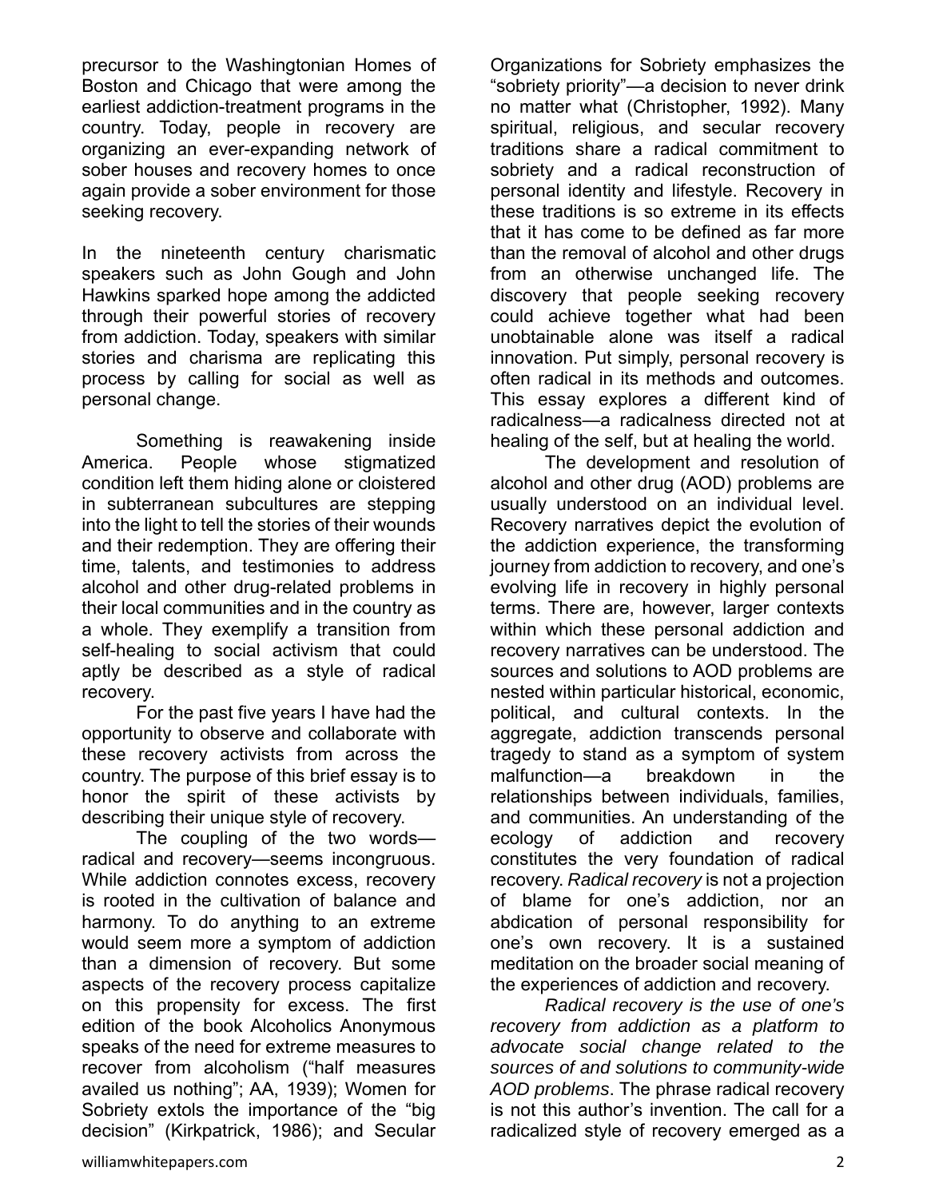precursor to the Washingtonian Homes of Boston and Chicago that were among the earliest addiction-treatment programs in the country. Today, people in recovery are organizing an ever-expanding network of sober houses and recovery homes to once again provide a sober environment for those seeking recovery.

In the nineteenth century charismatic speakers such as John Gough and John Hawkins sparked hope among the addicted through their powerful stories of recovery from addiction. Today, speakers with similar stories and charisma are replicating this process by calling for social as well as personal change.

Something is reawakening inside America. People whose stigmatized condition left them hiding alone or cloistered in subterranean subcultures are stepping into the light to tell the stories of their wounds and their redemption. They are offering their time, talents, and testimonies to address alcohol and other drug-related problems in their local communities and in the country as a whole. They exemplify a transition from self-healing to social activism that could aptly be described as a style of radical recovery.

For the past five years I have had the opportunity to observe and collaborate with these recovery activists from across the country. The purpose of this brief essay is to honor the spirit of these activists by describing their unique style of recovery.

The coupling of the two words—radical and recovery—seems incongruous. While addiction connotes excess, recovery is rooted in the cultivation of balance and harmony. To do anything to an extreme would seem more a symptom of addiction than a dimension of recovery. But some aspects of the recovery process capitalize on this propensity for excess. The first edition of the book Alcoholics Anonymous speaks of the need for extreme measures to recover from alcoholism ("half measures availed us nothing"; AA, 1939); Women for Sobriety extols the importance of the "big decision" (Kirkpatrick, 1986); and Secular Organizations for Sobriety emphasizes the "sobriety priority"—a decision to never drink no matter what (Christopher, 1992). Many spiritual, religious, and secular recovery traditions share a radical commitment to sobriety and a radical reconstruction of personal identity and lifestyle. Recovery in these traditions is so extreme in its effects that it has come to be defined as far more than the removal of alcohol and other drugs from an otherwise unchanged life. The discovery that people seeking recovery could achieve together what had been unobtainable alone was itself a radical innovation. Put simply, personal recovery is often radical in its methods and outcomes. This essay explores a different kind of radicalness—a radicalness directed not at healing of the self, but at healing the world.

The development and resolution of alcohol and other drug (AOD) problems are usually understood on an individual level. Recovery narratives depict the evolution of the addiction experience, the transforming journey from addiction to recovery, and one's evolving life in recovery in highly personal terms. There are, however, larger contexts within which these personal addiction and recovery narratives can be understood. The sources and solutions to AOD problems are nested within particular historical, economic, political, and cultural contexts. In the aggregate, addiction transcends personal tragedy to stand as a symptom of system malfunction—a breakdown in the relationships between individuals, families, and communities. An understanding of the ecology of addiction and recovery constitutes the very foundation of radical recovery. *Radical recovery* is not a projection of blame for one's addiction, nor an abdication of personal responsibility for one's own recovery. It is a sustained meditation on the broader social meaning of the experiences of addiction and recovery.

*Radical recovery is the use of one's recovery from addiction as a platform to advocate social change related to the sources of and solutions to community-wide AOD problems*. The phrase radical recovery is not this author's invention. The call for a radicalized style of recovery emerged as a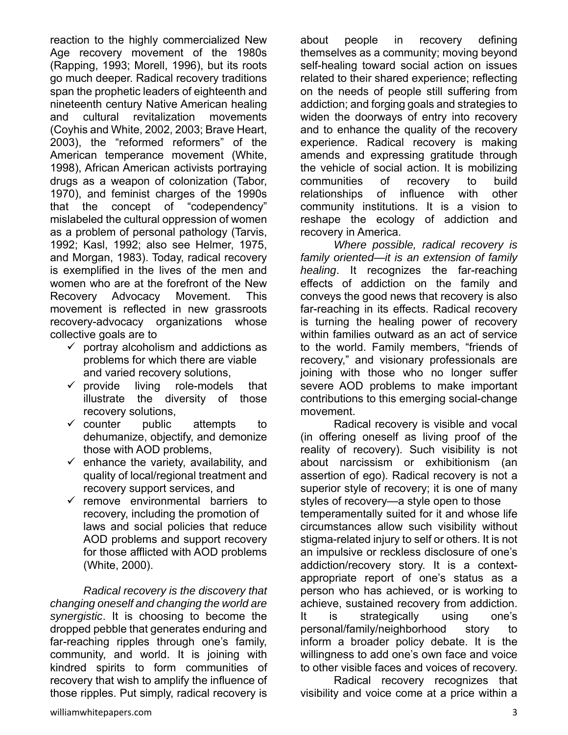reaction to the highly commercialized New Age recovery movement of the 1980s (Rapping, 1993; Morell, 1996), but its roots go much deeper. Radical recovery traditions span the prophetic leaders of eighteenth and nineteenth century Native American healing and cultural revitalization movements (Coyhis and White, 2002, 2003; Brave Heart, 2003), the "reformed reformers" of the American temperance movement (White, 1998), African American activists portraying drugs as a weapon of colonization (Tabor, 1970), and feminist charges of the 1990s that the concept of "codependency" mislabeled the cultural oppression of women as a problem of personal pathology (Tarvis, 1992; Kasl, 1992; also see Helmer, 1975, and Morgan, 1983). Today, radical recovery is exemplified in the lives of the men and women who are at the forefront of the New Recovery Advocacy Movement. This movement is reflected in new grassroots recovery-advocacy organizations whose collective goals are to

- ✓ portray alcoholism and addictions as problems for which there are viable and varied recovery solutions,
- ✓ provide living role-models that illustrate the diversity of those recovery solutions,
- ✓ counter public attempts to dehumanize, objectify, and demonize those with AOD problems,
- ✓ enhance the variety, availability, and quality of local/regional treatment and recovery support services, and
- ✓ remove environmental barriers to recovery, including the promotion of laws and social policies that reduce AOD problems and support recovery for those afflicted with AOD problems (White, 2000).

*Radical recovery is the discovery that changing oneself and changing the world are synergistic*. It is choosing to become the dropped pebble that generates enduring and far-reaching ripples through one's family, community, and world. It is joining with kindred spirits to form communities of recovery that wish to amplify the influence of those ripples. Put simply, radical recovery is about people in recovery defining themselves as a community; moving beyond self-healing toward social action on issues related to their shared experience; reflecting on the needs of people still suffering from addiction; and forging goals and strategies to widen the doorways of entry into recovery and to enhance the quality of the recovery experience. Radical recovery is making amends and expressing gratitude through the vehicle of social action. It is mobilizing communities of recovery to build relationships of influence with other community institutions. It is a vision to reshape the ecology of addiction and recovery in America.

*Where possible, radical recovery is family oriented—it is an extension of family healing*. It recognizes the far-reaching effects of addiction on the family and conveys the good news that recovery is also far-reaching in its effects. Radical recovery is turning the healing power of recovery within families outward as an act of service to the world. Family members, "friends of recovery," and visionary professionals are joining with those who no longer suffer severe AOD problems to make important contributions to this emerging social-change movement.

Radical recovery is visible and vocal (in offering oneself as living proof of the reality of recovery). Such visibility is not about narcissism or exhibitionism (an assertion of ego). Radical recovery is not a superior style of recovery; it is one of many styles of recovery—a style open to those temperamentally suited for it and whose life circumstances allow such visibility without stigma-related injury to self or others. It is not an impulsive or reckless disclosure of one's addiction/recovery story. It is a context-appropriate report of one's status as a person who has achieved, or is working to achieve, sustained recovery from addiction. It is strategically using one's personal/family/neighborhood story to inform a broader policy debate. It is the willingness to add one's own face and voice to other visible faces and voices of recovery.

Radical recovery recognizes that visibility and voice come at a price within a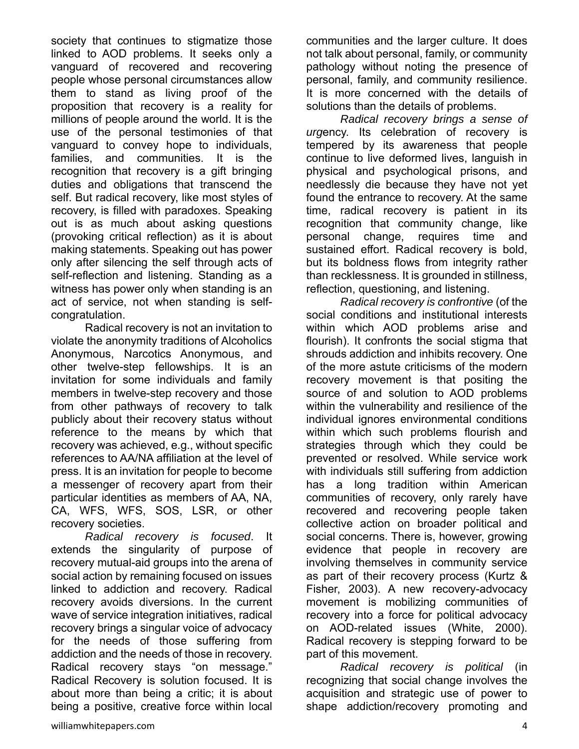society that continues to stigmatize those linked to AOD problems. It seeks only a vanguard of recovered and recovering people whose personal circumstances allow them to stand as living proof of the proposition that recovery is a reality for millions of people around the world. It is the use of the personal testimonies of that vanguard to convey hope to individuals, families, and communities. It is the recognition that recovery is a gift bringing duties and obligations that transcend the self. But radical recovery, like most styles of recovery, is filled with paradoxes. Speaking out is as much about asking questions (provoking critical reflection) as it is about making statements. Speaking out has power only after silencing the self through acts of self-reflection and listening. Standing as a witness has power only when standing is an act of service, not when standing is self-congratulation.

Radical recovery is not an invitation to violate the anonymity traditions of Alcoholics Anonymous, Narcotics Anonymous, and other twelve-step fellowships. It is an invitation for some individuals and family members in twelve-step recovery and those from other pathways of recovery to talk publicly about their recovery status without reference to the means by which that recovery was achieved, e.g., without specific references to AA/NA affiliation at the level of press. It is an invitation for people to become a messenger of recovery apart from their particular identities as members of AA, NA, CA, WFS, WFS, SOS, LSR, or other recovery societies.

*Radical recovery is focused*. It extends the singularity of purpose of recovery mutual-aid groups into the arena of social action by remaining focused on issues linked to addiction and recovery. Radical recovery avoids diversions. In the current wave of service integration initiatives, radical recovery brings a singular voice of advocacy for the needs of those suffering from addiction and the needs of those in recovery. Radical recovery stays "on message." Radical Recovery is solution focused. It is about more than being a critic; it is about being a positive, creative force within local communities and the larger culture. It does not talk about personal, family, or community pathology without noting the presence of personal, family, and community resilience. It is more concerned with the details of solutions than the details of problems.

*Radical recovery brings a sense of urg*ency. Its celebration of recovery is tempered by its awareness that people continue to live deformed lives, languish in physical and psychological prisons, and needlessly die because they have not yet found the entrance to recovery. At the same time, radical recovery is patient in its recognition that community change, like personal change, requires time and sustained effort. Radical recovery is bold, but its boldness flows from integrity rather than recklessness. It is grounded in stillness, reflection, questioning, and listening.

*Radical recovery is confrontive* (of the social conditions and institutional interests within which AOD problems arise and flourish). It confronts the social stigma that shrouds addiction and inhibits recovery. One of the more astute criticisms of the modern recovery movement is that positing the source of and solution to AOD problems within the vulnerability and resilience of the individual ignores environmental conditions within which such problems flourish and strategies through which they could be prevented or resolved. While service work with individuals still suffering from addiction has a long tradition within American communities of recovery, only rarely have recovered and recovering people taken collective action on broader political and social concerns. There is, however, growing evidence that people in recovery are involving themselves in community service as part of their recovery process (Kurtz & Fisher, 2003). A new recovery-advocacy movement is mobilizing communities of recovery into a force for political advocacy on AOD-related issues (White, 2000). Radical recovery is stepping forward to be part of this movement.

*Radical recovery is political* (in recognizing that social change involves the acquisition and strategic use of power to shape addiction/recovery promoting and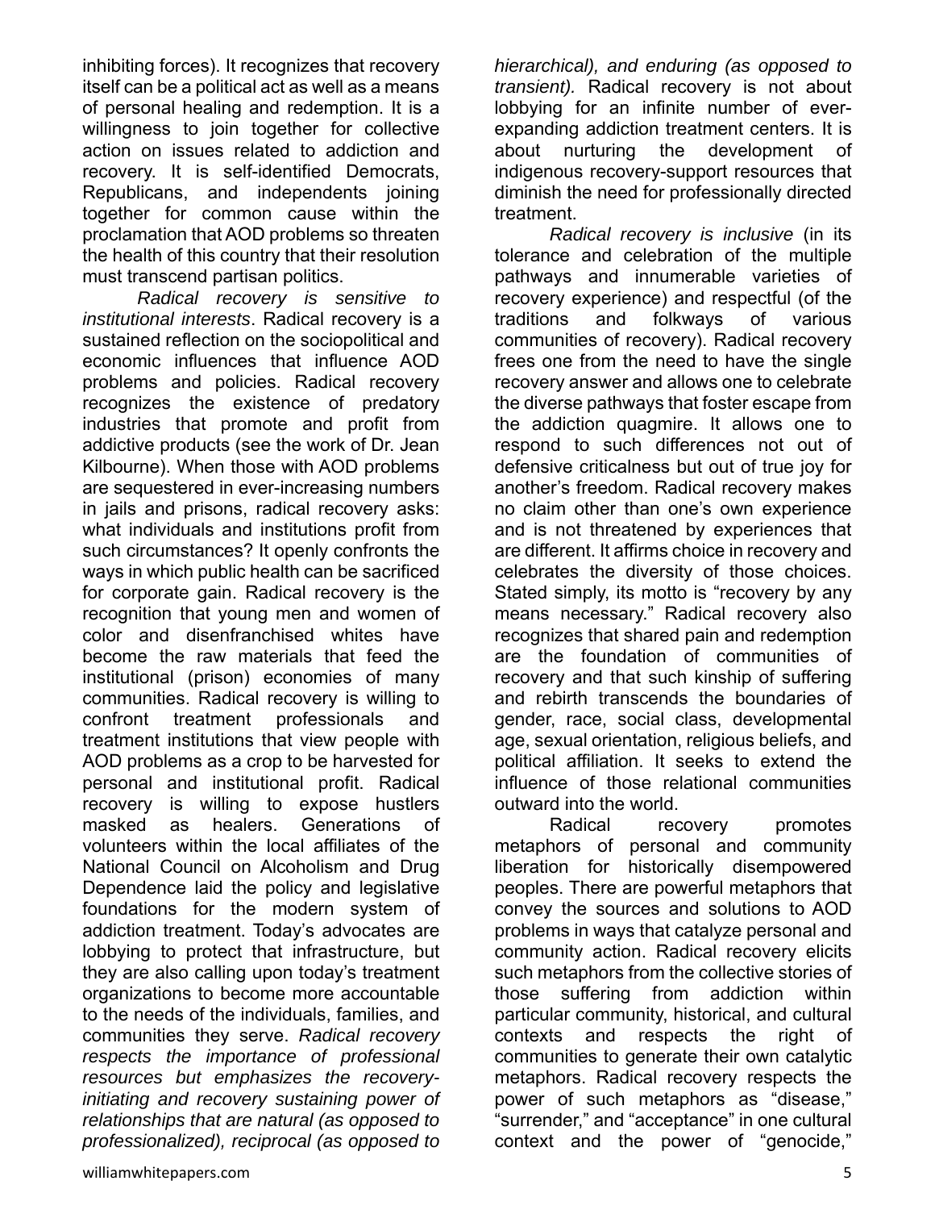inhibiting forces). It recognizes that recovery itself can be a political act as well as a means of personal healing and redemption. It is a willingness to join together for collective action on issues related to addiction and recovery. It is self-identified Democrats, Republicans, and independents joining together for common cause within the proclamation that AOD problems so threaten the health of this country that their resolution must transcend partisan politics.

*Radical recovery is sensitive to institutional interests*. Radical recovery is a sustained reflection on the sociopolitical and economic influences that influence AOD problems and policies. Radical recovery recognizes the existence of predatory industries that promote and profit from addictive products (see the work of Dr. Jean Kilbourne). When those with AOD problems are sequestered in ever-increasing numbers in jails and prisons, radical recovery asks: what individuals and institutions profit from such circumstances? It openly confronts the ways in which public health can be sacrificed for corporate gain. Radical recovery is the recognition that young men and women of color and disenfranchised whites have become the raw materials that feed the institutional (prison) economies of many communities. Radical recovery is willing to confront treatment professionals and treatment institutions that view people with AOD problems as a crop to be harvested for personal and institutional profit. Radical recovery is willing to expose hustlers masked as healers. Generations of volunteers within the local affiliates of the National Council on Alcoholism and Drug Dependence laid the policy and legislative foundations for the modern system of addiction treatment. Today's advocates are lobbying to protect that infrastructure, but they are also calling upon today's treatment organizations to become more accountable to the needs of the individuals, families, and communities they serve. *Radical recovery respects the importance of professional resources but emphasizes the recovery-initiating and recovery sustaining power of relationships that are natural (as opposed to professionalized), reciprocal (as opposed to hierarchical), and enduring (as opposed to transient).* Radical recovery is not about lobbying for an infinite number of ever-expanding addiction treatment centers. It is about nurturing the development of indigenous recovery-support resources that diminish the need for professionally directed treatment.

*Radical recovery is inclusive* (in its tolerance and celebration of the multiple pathways and innumerable varieties of recovery experience) and respectful (of the traditions and folkways of various communities of recovery). Radical recovery frees one from the need to have the single recovery answer and allows one to celebrate the diverse pathways that foster escape from the addiction quagmire. It allows one to respond to such differences not out of defensive criticalness but out of true joy for another's freedom. Radical recovery makes no claim other than one's own experience and is not threatened by experiences that are different. It affirms choice in recovery and celebrates the diversity of those choices. Stated simply, its motto is "recovery by any means necessary." Radical recovery also recognizes that shared pain and redemption are the foundation of communities of recovery and that such kinship of suffering and rebirth transcends the boundaries of gender, race, social class, developmental age, sexual orientation, religious beliefs, and political affiliation. It seeks to extend the influence of those relational communities outward into the world.

Radical recovery promotes metaphors of personal and community liberation for historically disempowered peoples. There are powerful metaphors that convey the sources and solutions to AOD problems in ways that catalyze personal and community action. Radical recovery elicits such metaphors from the collective stories of those suffering from addiction within particular community, historical, and cultural contexts and respects the right of communities to generate their own catalytic metaphors. Radical recovery respects the power of such metaphors as "disease," "surrender," and "acceptance" in one cultural context and the power of "genocide,"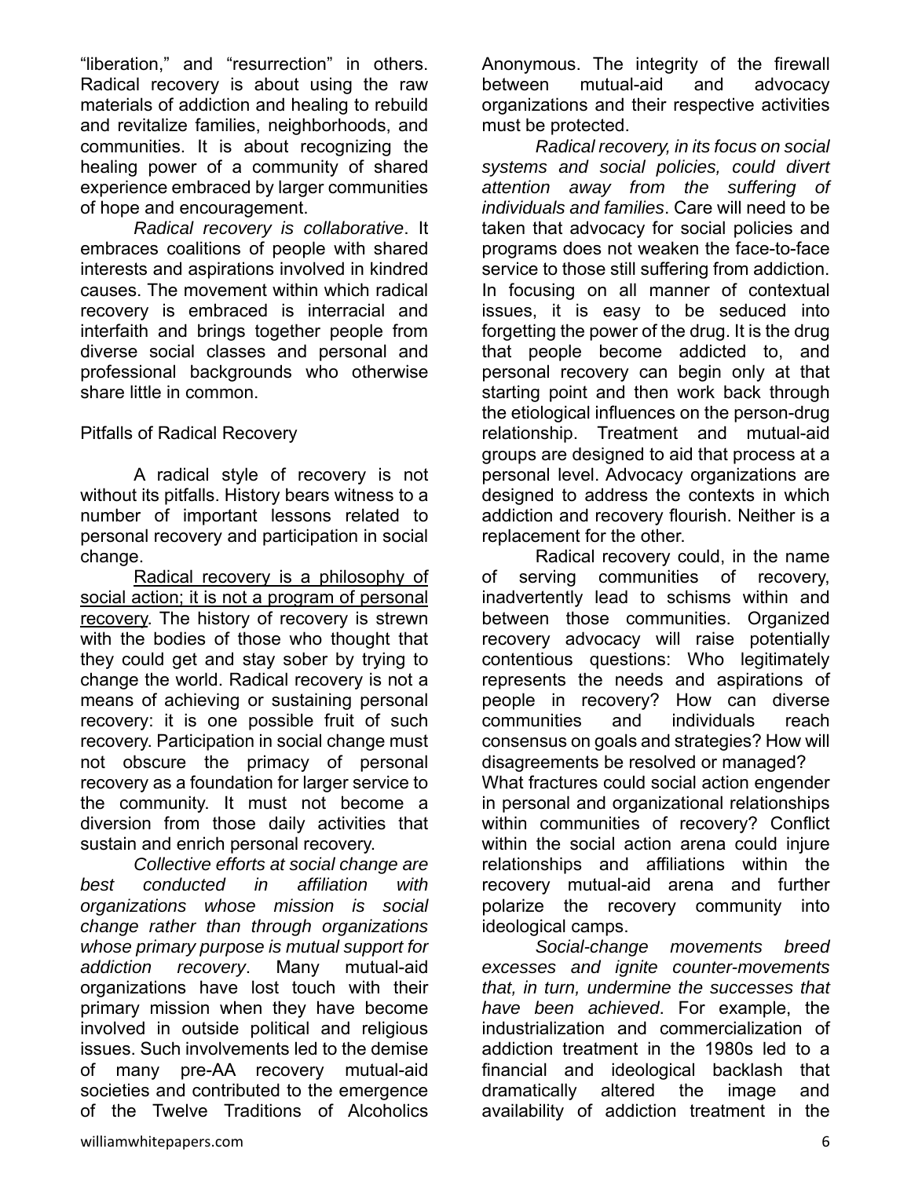"liberation," and "resurrection" in others. Radical recovery is about using the raw materials of addiction and healing to rebuild and revitalize families, neighborhoods, and communities. It is about recognizing the healing power of a community of shared experience embraced by larger communities of hope and encouragement.

*Radical recovery is collaborative*. It embraces coalitions of people with shared interests and aspirations involved in kindred causes. The movement within which radical recovery is embraced is interracial and interfaith and brings together people from diverse social classes and personal and professional backgrounds who otherwise share little in common.

## Pitfalls of Radical Recovery

A radical style of recovery is not without its pitfalls. History bears witness to a number of important lessons related to personal recovery and participation in social change.

Radical recovery is a philosophy of social action; it is not a program of personal recovery. The history of recovery is strewn with the bodies of those who thought that they could get and stay sober by trying to change the world. Radical recovery is not a means of achieving or sustaining personal recovery: it is one possible fruit of such recovery. Participation in social change must not obscure the primacy of personal recovery as a foundation for larger service to the community. It must not become a diversion from those daily activities that sustain and enrich personal recovery.

*Collective efforts at social change are best conducted in affiliation with organizations whose mission is social change rather than through organizations whose primary purpose is mutual support for addiction recovery*. Many mutual-aid organizations have lost touch with their primary mission when they have become involved in outside political and religious issues. Such involvements led to the demise of many pre-AA recovery mutual-aid societies and contributed to the emergence of the Twelve Traditions of Alcoholics Anonymous. The integrity of the firewall between mutual-aid and advocacy organizations and their respective activities must be protected.

*Radical recovery, in its focus on social systems and social policies, could divert attention away from the suffering of individuals and families*. Care will need to be taken that advocacy for social policies and programs does not weaken the face-to-face service to those still suffering from addiction. In focusing on all manner of contextual issues, it is easy to be seduced into forgetting the power of the drug. It is the drug that people become addicted to, and personal recovery can begin only at that starting point and then work back through the etiological influences on the person-drug relationship. Treatment and mutual-aid groups are designed to aid that process at a personal level. Advocacy organizations are designed to address the contexts in which addiction and recovery flourish. Neither is a replacement for the other.

Radical recovery could, in the name of serving communities of recovery, inadvertently lead to schisms within and between those communities. Organized recovery advocacy will raise potentially contentious questions: Who legitimately represents the needs and aspirations of people in recovery? How can diverse communities and individuals reach consensus on goals and strategies? How will disagreements be resolved or managed? What fractures could social action engender in personal and organizational relationships within communities of recovery? Conflict within the social action arena could injure relationships and affiliations within the recovery mutual-aid arena and further polarize the recovery community into ideological camps.

*Social-change movements breed excesses and ignite counter-movements that, in turn, undermine the successes that have been achieved*. For example, the industrialization and commercialization of addiction treatment in the 1980s led to a financial and ideological backlash that dramatically altered the image and availability of addiction treatment in the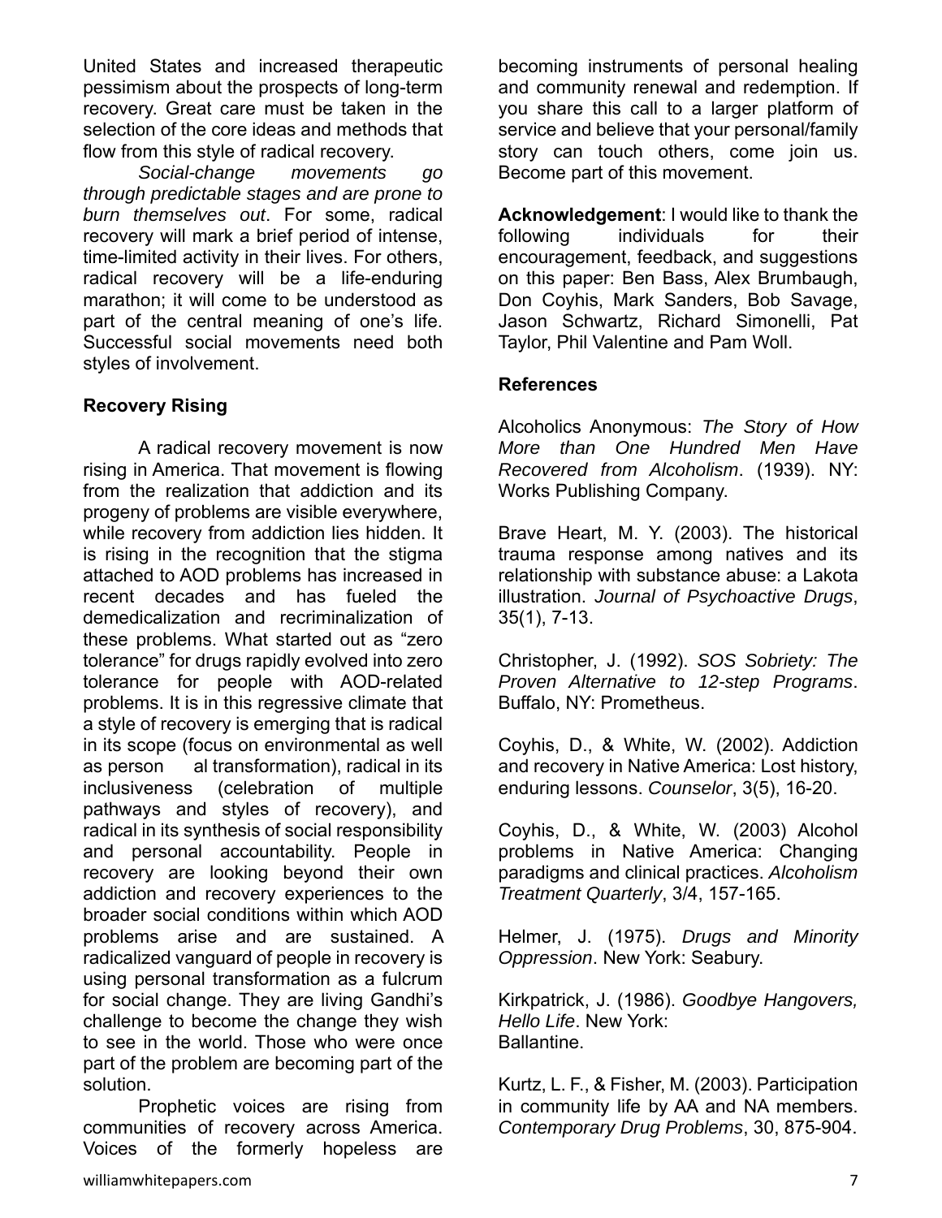United States and increased therapeutic pessimism about the prospects of long-term recovery. Great care must be taken in the selection of the core ideas and methods that flow from this style of radical recovery.

*Social-change movements go through predictable stages and are prone to burn themselves out*. For some, radical recovery will mark a brief period of intense, time-limited activity in their lives. For others, radical recovery will be a life-enduring marathon; it will come to be understood as part of the central meaning of one's life. Successful social movements need both styles of involvement.

**Recovery Rising**

A radical recovery movement is now rising in America. That movement is flowing from the realization that addiction and its progeny of problems are visible everywhere, while recovery from addiction lies hidden. It is rising in the recognition that the stigma attached to AOD problems has increased in recent decades and has fueled the demedicalization and recriminalization of these problems. What started out as "zero tolerance" for drugs rapidly evolved into zero tolerance for people with AOD-related problems. It is in this regressive climate that a style of recovery is emerging that is radical in its scope (focus on environmental as well as personal transformation), radical in its inclusiveness (celebration of multiple pathways and styles of recovery), and radical in its synthesis of social responsibility and personal accountability. People in recovery are looking beyond their own addiction and recovery experiences to the broader social conditions within which AOD problems arise and are sustained. A radicalized vanguard of people in recovery is using personal transformation as a fulcrum for social change. They are living Gandhi's challenge to become the change they wish to see in the world. Those who were once part of the problem are becoming part of the solution.

Prophetic voices are rising from communities of recovery across America. Voices of the formerly hopeless are becoming instruments of personal healing and community renewal and redemption. If you share this call to a larger platform of service and believe that your personal/family story can touch others, come join us. Become part of this movement.

**Acknowledgement**: I would like to thank the following individuals for their encouragement, feedback, and suggestions on this paper: Ben Bass, Alex Brumbaugh, Don Coyhis, Mark Sanders, Bob Savage, Jason Schwartz, Richard Simonelli, Pat Taylor, Phil Valentine and Pam Woll.

**References**

Alcoholics Anonymous: *The Story of How More than One Hundred Men Have Recovered from Alcoholism*. (1939). NY: Works Publishing Company.

Brave Heart, M. Y. (2003). The historical trauma response among natives and its relationship with substance abuse: a Lakota illustration. *Journal of Psychoactive Drugs*, 35(1), 7-13.

Christopher, J. (1992). *SOS Sobriety: The Proven Alternative to 12-step Programs*. Buffalo, NY: Prometheus.

Coyhis, D., & White, W. (2002). Addiction and recovery in Native America: Lost history, enduring lessons. *Counselor*, 3(5), 16-20.

Coyhis, D., & White, W. (2003) Alcohol problems in Native America: Changing paradigms and clinical practices. *Alcoholism Treatment Quarterly*, 3/4, 157-165.

Helmer, J. (1975). *Drugs and Minority Oppression*. New York: Seabury.

Kirkpatrick, J. (1986). *Goodbye Hangovers, Hello Life*. New York: Ballantine.

Kurtz, L. F., & Fisher, M. (2003). Participation in community life by AA and NA members. *Contemporary Drug Problems*, 30, 875-904.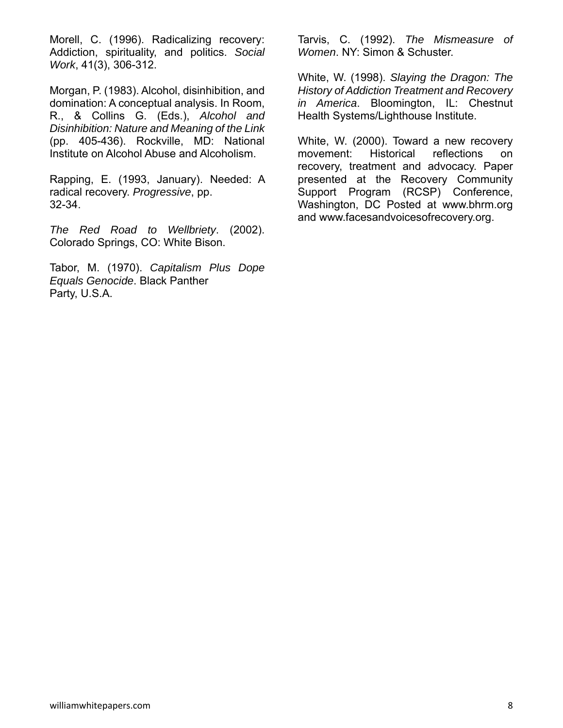Morell, C. (1996). Radicalizing recovery: Addiction, spirituality, and politics. *Social Work*, 41(3), 306-312.

Morgan, P. (1983). Alcohol, disinhibition, and domination: A conceptual analysis. In Room, R., & Collins G. (Eds.), *Alcohol and Disinhibition: Nature and Meaning of the Link* (pp. 405-436). Rockville, MD: National Institute on Alcohol Abuse and Alcoholism.

Rapping, E. (1993, January). Needed: A radical recovery. *Progressive*, pp. 32-34.

*The Red Road to Wellbriety*. (2002). Colorado Springs, CO: White Bison.

Tabor, M. (1970). *Capitalism Plus Dope Equals Genocide*. Black Panther Party, U.S.A.

Tarvis, C. (1992). *The Mismeasure of Women*. NY: Simon & Schuster.

White, W. (1998). *Slaying the Dragon: The History of Addiction Treatment and Recovery in America*. Bloomington, IL: Chestnut Health Systems/Lighthouse Institute.

White, W. (2000). Toward a new recovery movement: Historical reflections on recovery, treatment and advocacy. Paper presented at the Recovery Community Support Program (RCSP) Conference, Washington, DC Posted at www.bhrm.org and www.facesandvoicesofrecovery.org.